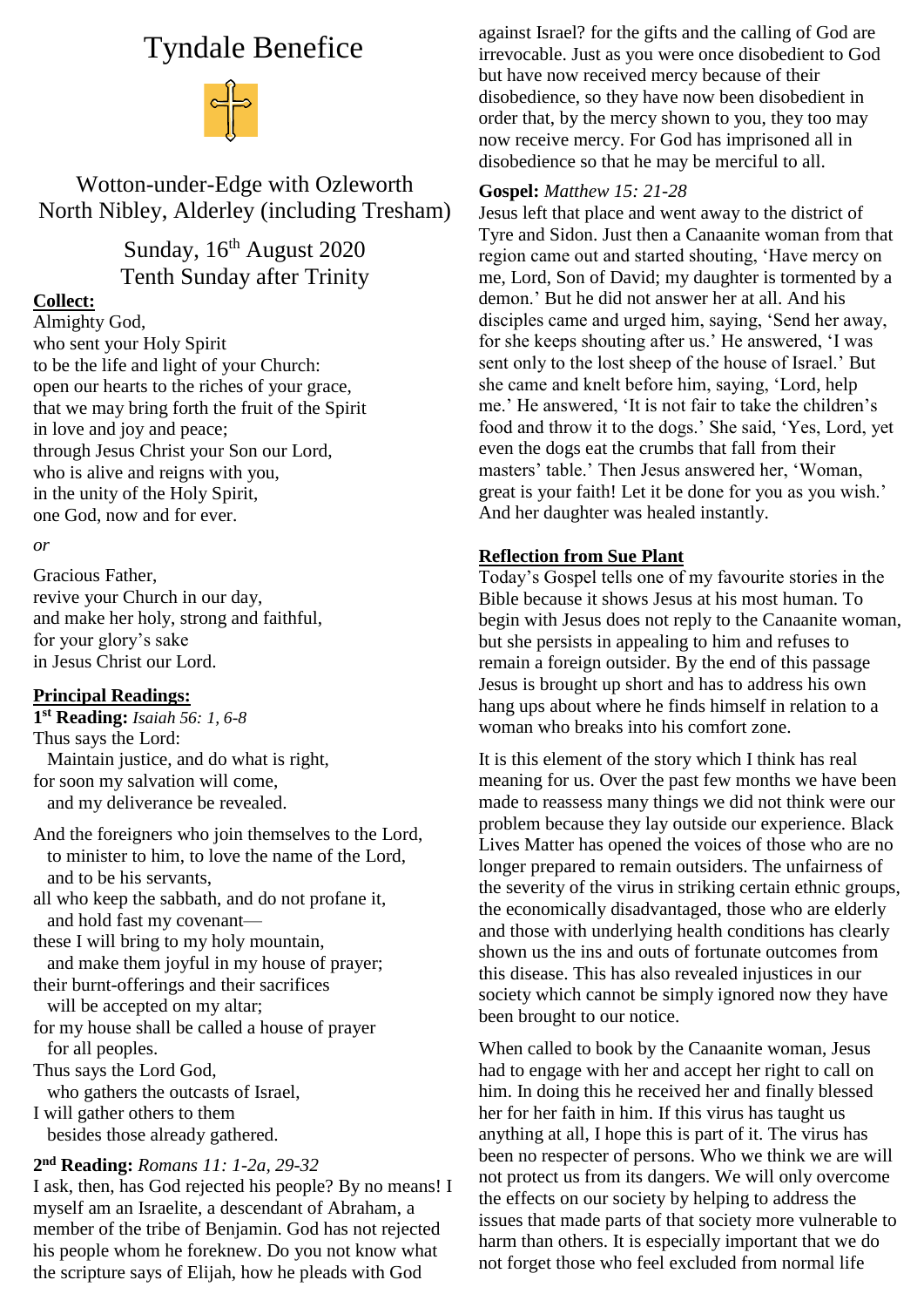# Tyndale Benefice

Wotton-under-Edge with Ozleworth
North Nibley, Alderley (including Tresham)

Sunday, 16th August 2020
Tenth Sunday after Trinity

**Collect:**

Almighty God,
who sent your Holy Spirit
to be the life and light of your Church:
open our hearts to the riches of your grace,
that we may bring forth the fruit of the Spirit
in love and joy and peace;
through Jesus Christ your Son our Lord,
who is alive and reigns with you,
in the unity of the Holy Spirit,
one God, now and for ever.

*or*

Gracious Father,
revive your Church in our day,
and make her holy, strong and faithful,
for your glory's sake
in Jesus Christ our Lord.

**Principal Readings:**

**1st Reading:** *Isaiah 56: 1, 6-8*

Thus says the Lord:
Maintain justice, and do what is right,
for soon my salvation will come,
and my deliverance be revealed.

And the foreigners who join themselves to the Lord,
to minister to him, to love the name of the Lord,
and to be his servants,
all who keep the sabbath, and do not profane it,
and hold fast my covenant—
these I will bring to my holy mountain,
and make them joyful in my house of prayer;
their burnt-offerings and their sacrifices
will be accepted on my altar;
for my house shall be called a house of prayer
for all peoples.
Thus says the Lord God,
who gathers the outcasts of Israel,
I will gather others to them
besides those already gathered.

**2nd Reading:** *Romans 11: 1-2a, 29-32*

I ask, then, has God rejected his people? By no means! I myself am an Israelite, a descendant of Abraham, a member of the tribe of Benjamin. God has not rejected his people whom he foreknew. Do you not know what the scripture says of Elijah, how he pleads with God against Israel? for the gifts and the calling of God are irrevocable. Just as you were once disobedient to God but have now received mercy because of their disobedience, so they have now been disobedient in order that, by the mercy shown to you, they too may now receive mercy. For God has imprisoned all in disobedience so that he may be merciful to all.

**Gospel:** *Matthew 15: 21-28*

Jesus left that place and went away to the district of Tyre and Sidon. Just then a Canaanite woman from that region came out and started shouting, 'Have mercy on me, Lord, Son of David; my daughter is tormented by a demon.' But he did not answer her at all. And his disciples came and urged him, saying, 'Send her away, for she keeps shouting after us.' He answered, 'I was sent only to the lost sheep of the house of Israel.' But she came and knelt before him, saying, 'Lord, help me.' He answered, 'It is not fair to take the children's food and throw it to the dogs.' She said, 'Yes, Lord, yet even the dogs eat the crumbs that fall from their masters' table.' Then Jesus answered her, 'Woman, great is your faith! Let it be done for you as you wish.' And her daughter was healed instantly.

**Reflection from Sue Plant**

Today's Gospel tells one of my favourite stories in the Bible because it shows Jesus at his most human. To begin with Jesus does not reply to the Canaanite woman, but she persists in appealing to him and refuses to remain a foreign outsider. By the end of this passage Jesus is brought up short and has to address his own hang ups about where he finds himself in relation to a woman who breaks into his comfort zone.

It is this element of the story which I think has real meaning for us. Over the past few months we have been made to reassess many things we did not think were our problem because they lay outside our experience. Black Lives Matter has opened the voices of those who are no longer prepared to remain outsiders. The unfairness of the severity of the virus in striking certain ethnic groups, the economically disadvantaged, those who are elderly and those with underlying health conditions has clearly shown us the ins and outs of fortunate outcomes from this disease. This has also revealed injustices in our society which cannot be simply ignored now they have been brought to our notice.

When called to book by the Canaanite woman, Jesus had to engage with her and accept her right to call on him. In doing this he received her and finally blessed her for her faith in him. If this virus has taught us anything at all, I hope this is part of it. The virus has been no respecter of persons. Who we think we are will not protect us from its dangers. We will only overcome the effects on our society by helping to address the issues that made parts of that society more vulnerable to harm than others. It is especially important that we do not forget those who feel excluded from normal life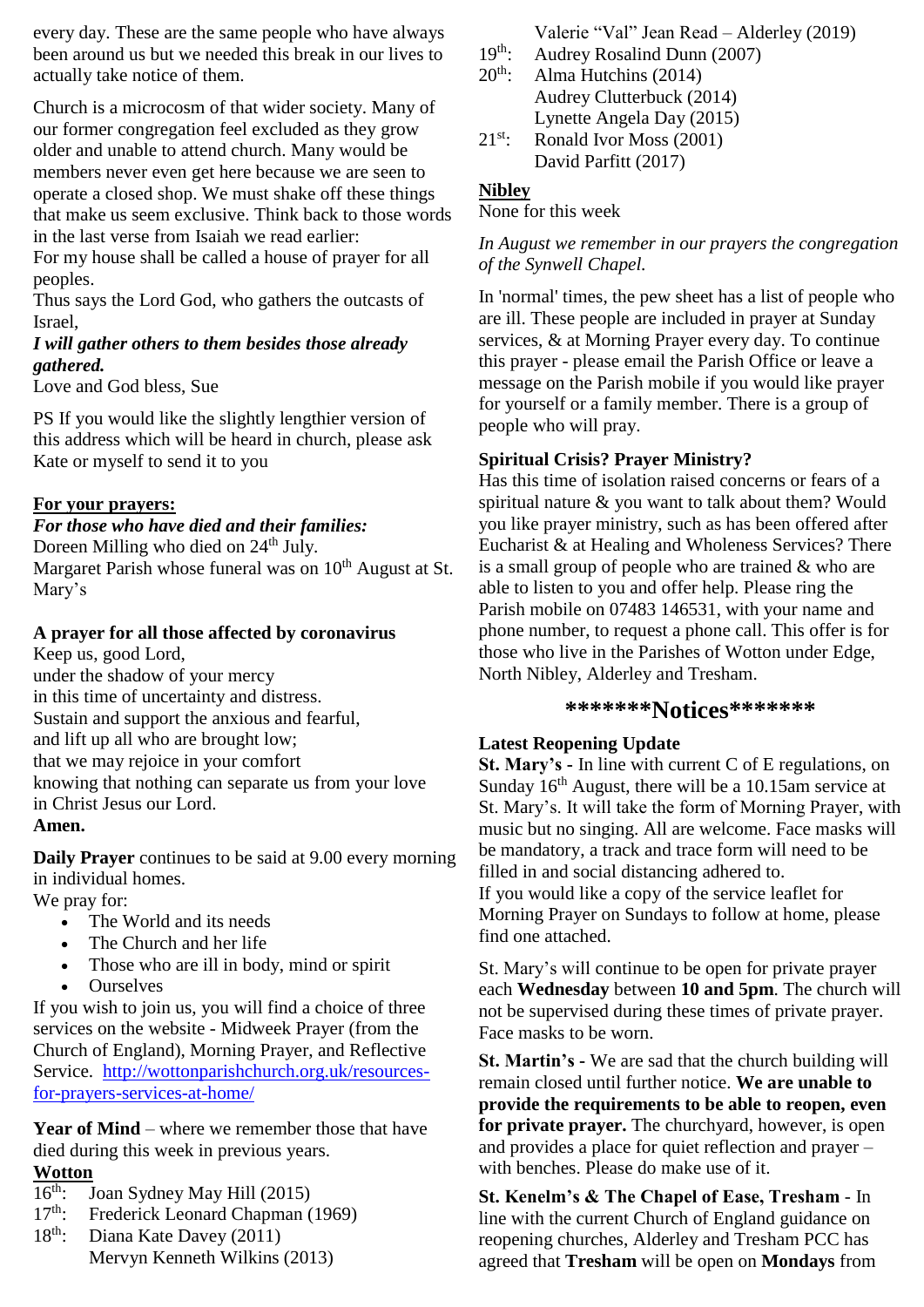every day. These are the same people who have always been around us but we needed this break in our lives to actually take notice of them.

Church is a microcosm of that wider society. Many of our former congregation feel excluded as they grow older and unable to attend church. Many would be members never even get here because we are seen to operate a closed shop. We must shake off these things that make us seem exclusive. Think back to those words in the last verse from Isaiah we read earlier:
For my house shall be called a house of prayer for all peoples.
Thus says the Lord God, who gathers the outcasts of Israel,
***I will gather others to them besides those already gathered.***
Love and God bless, Sue

PS If you would like the slightly lengthier version of this address which will be heard in church, please ask Kate or myself to send it to you

**For your prayers:**

***For those who have died and their families:***
Doreen Milling who died on 24th July.
Margaret Parish whose funeral was on 10th August at St. Mary's

**A prayer for all those affected by coronavirus**

Keep us, good Lord,
under the shadow of your mercy
in this time of uncertainty and distress.
Sustain and support the anxious and fearful,
and lift up all who are brought low;
that we may rejoice in your comfort
knowing that nothing can separate us from your love
in Christ Jesus our Lord.
**Amen.**

**Daily Prayer** continues to be said at 9.00 every morning in individual homes.
We pray for:

- The World and its needs
- The Church and her life
- Those who are ill in body, mind or spirit
- Ourselves

If you wish to join us, you will find a choice of three services on the website - Midweek Prayer (from the Church of England), Morning Prayer, and Reflective Service. http://wottonparishchurch.org.uk/resources-for-prayers-services-at-home/

**Year of Mind** – where we remember those that have died during this week in previous years.

**Wotton**

16th: Joan Sydney May Hill (2015)
17th: Frederick Leonard Chapman (1969)
18th: Diana Kate Davey (2011)
Mervyn Kenneth Wilkins (2013)
Valerie "Val" Jean Read – Alderley (2019)
19th: Audrey Rosalind Dunn (2007)
20th: Alma Hutchins (2014)
Audrey Clutterbuck (2014)
Lynette Angela Day (2015)
21st: Ronald Ivor Moss (2001)
David Parfitt (2017)

**Nibley**

None for this week

*In August we remember in our prayers the congregation of the Synwell Chapel.*

In 'normal' times, the pew sheet has a list of people who are ill. These people are included in prayer at Sunday services, & at Morning Prayer every day. To continue this prayer - please email the Parish Office or leave a message on the Parish mobile if you would like prayer for yourself or a family member. There is a group of people who will pray.

**Spiritual Crisis? Prayer Ministry?**

Has this time of isolation raised concerns or fears of a spiritual nature & you want to talk about them? Would you like prayer ministry, such as has been offered after Eucharist & at Healing and Wholeness Services? There is a small group of people who are trained & who are able to listen to you and offer help. Please ring the Parish mobile on 07483 146531, with your name and phone number, to request a phone call. This offer is for those who live in the Parishes of Wotton under Edge, North Nibley, Alderley and Tresham.

## \*\*\*\*\*\*\*Notices\*\*\*\*\*\*\*

**Latest Reopening Update**

**St. Mary's -** In line with current C of E regulations, on Sunday 16th August, there will be a 10.15am service at St. Mary's. It will take the form of Morning Prayer, with music but no singing. All are welcome. Face masks will be mandatory, a track and trace form will need to be filled in and social distancing adhered to.
If you would like a copy of the service leaflet for Morning Prayer on Sundays to follow at home, please find one attached.

St. Mary's will continue to be open for private prayer each **Wednesday** between **10 and 5pm**. The church will not be supervised during these times of private prayer. Face masks to be worn.

**St. Martin's -** We are sad that the church building will remain closed until further notice. **We are unable to provide the requirements to be able to reopen, even for private prayer.** The churchyard, however, is open and provides a place for quiet reflection and prayer – with benches. Please do make use of it.

**St. Kenelm's & The Chapel of Ease, Tresham** - In line with the current Church of England guidance on reopening churches, Alderley and Tresham PCC has agreed that **Tresham** will be open on **Mondays** from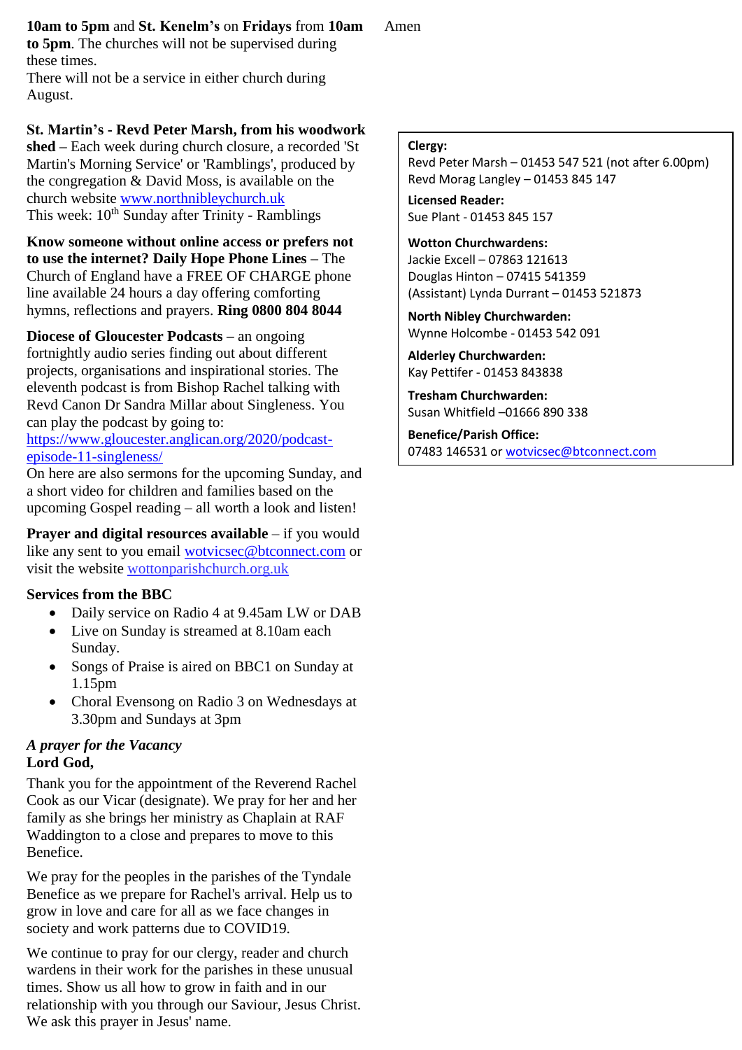**10am to 5pm** and **St. Kenelm's** on **Fridays** from **10am to 5pm**. The churches will not be supervised during these times.
There will not be a service in either church during August.

**St. Martin's - Revd Peter Marsh, from his woodwork shed** – Each week during church closure, a recorded 'St Martin's Morning Service' or 'Ramblings', produced by the congregation & David Moss, is available on the church website www.northnibleychurch.uk
This week: 10th Sunday after Trinity - Ramblings

**Know someone without online access or prefers not to use the internet? Daily Hope Phone Lines** – The Church of England have a FREE OF CHARGE phone line available 24 hours a day offering comforting hymns, reflections and prayers. **Ring 0800 804 8044**

**Diocese of Gloucester Podcasts** – an ongoing fortnightly audio series finding out about different projects, organisations and inspirational stories. The eleventh podcast is from Bishop Rachel talking with Revd Canon Dr Sandra Millar about Singleness. You can play the podcast by going to: https://www.gloucester.anglican.org/2020/podcast-episode-11-singleness/
On here are also sermons for the upcoming Sunday, and a short video for children and families based on the upcoming Gospel reading – all worth a look and listen!

**Prayer and digital resources available** – if you would like any sent to you email wotvicsec@btconnect.com or visit the website wottonparishchurch.org.uk

**Services from the BBC**

- Daily service on Radio 4 at 9.45am LW or DAB
- Live on Sunday is streamed at 8.10am each Sunday.
- Songs of Praise is aired on BBC1 on Sunday at 1.15pm
- Choral Evensong on Radio 3 on Wednesdays at 3.30pm and Sundays at 3pm

***A prayer for the Vacancy***
**Lord God,**

Thank you for the appointment of the Reverend Rachel Cook as our Vicar (designate). We pray for her and her family as she brings her ministry as Chaplain at RAF Waddington to a close and prepares to move to this Benefice.

We pray for the peoples in the parishes of the Tyndale Benefice as we prepare for Rachel's arrival. Help us to grow in love and care for all as we face changes in society and work patterns due to COVID19.

We continue to pray for our clergy, reader and church wardens in their work for the parishes in these unusual times. Show us all how to grow in faith and in our relationship with you through our Saviour, Jesus Christ. We ask this prayer in Jesus' name.

Amen

**Clergy:**
Revd Peter Marsh – 01453 547 521 (not after 6.00pm)
Revd Morag Langley – 01453 845 147

**Licensed Reader:**
Sue Plant - 01453 845 157

**Wotton Churchwardens:**
Jackie Excell – 07863 121613
Douglas Hinton – 07415 541359
(Assistant) Lynda Durrant – 01453 521873

**North Nibley Churchwarden:**
Wynne Holcombe - 01453 542 091

**Alderley Churchwarden:**
Kay Pettifer - 01453 843838

**Tresham Churchwarden:**
Susan Whitfield –01666 890 338

**Benefice/Parish Office:**
07483 146531 or wotvicsec@btconnect.com